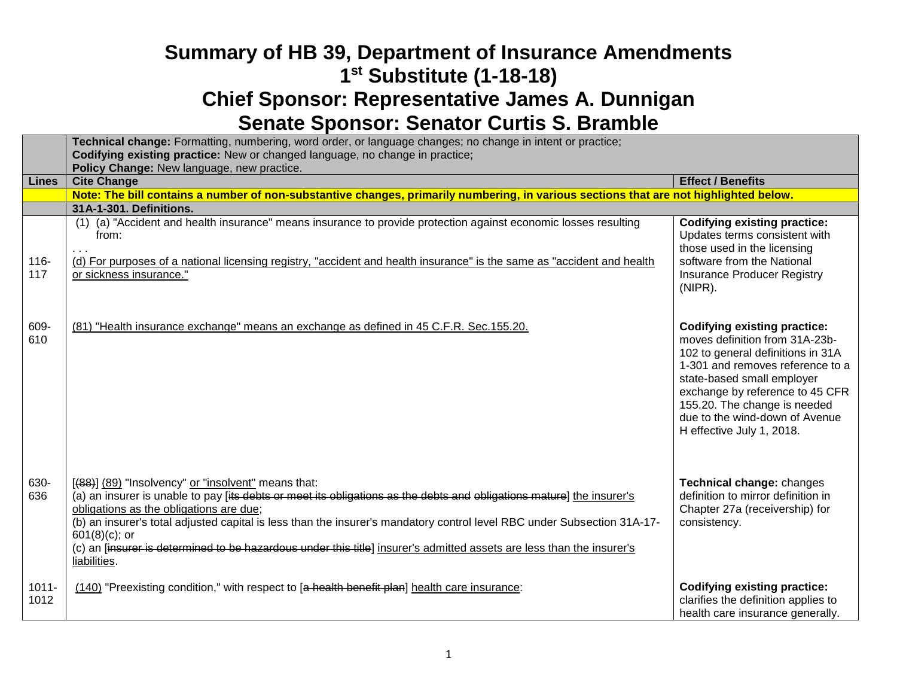# Summary of HB 39, Department of Insurance Amendments

## 1st Substitute (1-18-18)

## Chief Sponsor: Representative James A. Dunnigan

## Senate Sponsor: Senator Curtis S. Bramble

| | | |
|---|---|---|
| | **Technical change:** Formatting, numbering, word order, or language changes; no change in intent or practice; **Codifying existing practice:** New or changed language, no change in practice; **Policy Change:** New language, new practice. | |
| **Lines** | **Cite Change** | **Effect / Benefits** |
| | **Note: The bill contains a number of non-substantive changes, primarily numbering, in various sections that are not highlighted below.** | |
| | **31A-1-301. Definitions.** | |
| 116-117 | (1) (a) "Accident and health insurance" means insurance to provide protection against economic losses resulting from: . . . (d) For purposes of a national licensing registry, "accident and health insurance" is the same as "accident and health or sickness insurance." | **Codifying existing practice:** Updates terms consistent with those used in the licensing software from the National Insurance Producer Registry (NIPR). |
| 609-610 | (81) "Health insurance exchange" means an exchange as defined in 45 C.F.R. Sec.155.20. | **Codifying existing practice:** moves definition from 31A-23b-102 to general definitions in 31A 1-301 and removes reference to a state-based small employer exchange by reference to 45 CFR 155.20. The change is needed due to the wind-down of Avenue H effective July 1, 2018. |
| 630-636 | [~~(88)~~] (89) "Insolvency" or "insolvent" means that: (a) an insurer is unable to pay [~~its debts or meet its obligations as the debts and obligations mature~~] the insurer's obligations as the obligations are due; (b) an insurer's total adjusted capital is less than the insurer's mandatory control level RBC under Subsection 31A-17-601(8)(c); or (c) an [~~insurer is determined to be hazardous under this title~~] insurer's admitted assets are less than the insurer's liabilities. | **Technical change:** changes definition to mirror definition in Chapter 27a (receivership) for consistency. |
| 1011-1012 | (140) "Preexisting condition," with respect to [~~a health benefit plan~~] health care insurance: | **Codifying existing practice:** clarifies the definition applies to health care insurance generally. |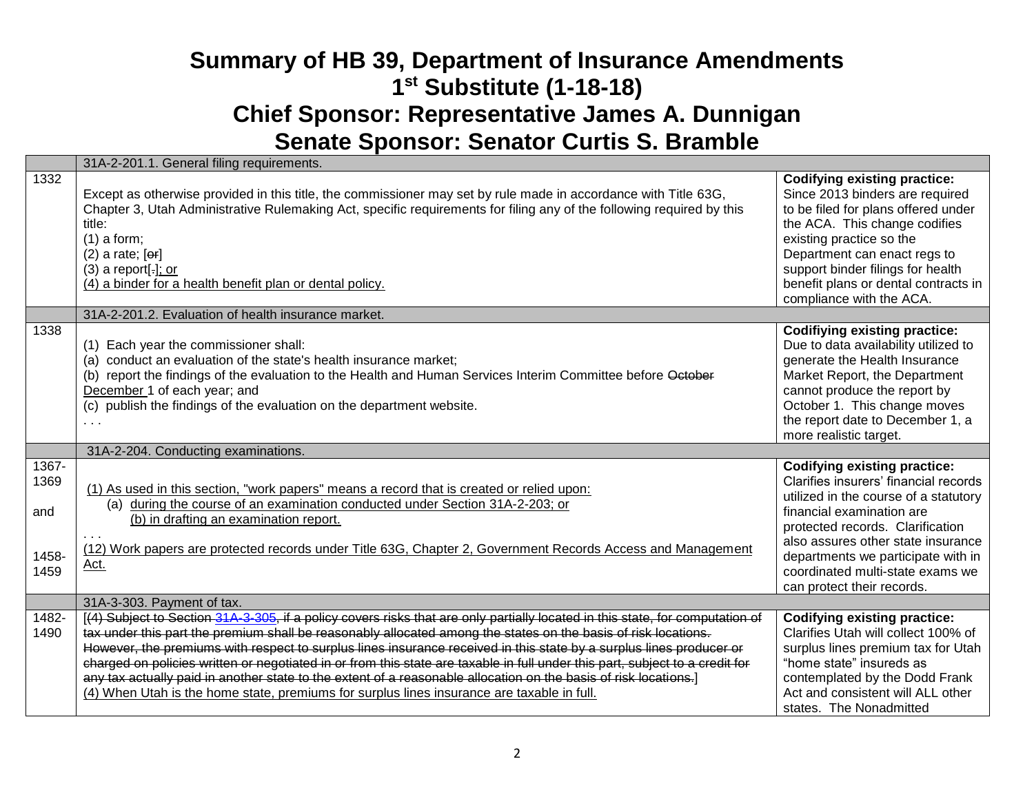# Summary of HB 39, Department of Insurance Amendments
# 1st Substitute (1-18-18)
# Chief Sponsor: Representative James A. Dunnigan
# Senate Sponsor: Senator Curtis S. Bramble

| | | |
|---|---|---|
| | 31A-2-201.1. General filing requirements. | |
| 1332 | Except as otherwise provided in this title, the commissioner may set by rule made in accordance with Title 63G, Chapter 3, Utah Administrative Rulemaking Act, specific requirements for filing any of the following required by this title:<br>(1) a form;<br>(2) a rate; [~~or~~]<br>(3) a report[~~.~~]; or<br>(4) a binder for a health benefit plan or dental policy. | **Codifying existing practice:** Since 2013 binders are required to be filed for plans offered under the ACA. This change codifies existing practice so the Department can enact regs to support binder filings for health benefit plans or dental contracts in compliance with the ACA. |
| | 31A-2-201.2. Evaluation of health insurance market. | |
| 1338 | (1) Each year the commissioner shall:<br>(a) conduct an evaluation of the state's health insurance market;<br>(b) report the findings of the evaluation to the Health and Human Services Interim Committee before ~~October~~ December 1 of each year; and<br>(c) publish the findings of the evaluation on the department website.<br>. . . | **Codifiying existing practice:** Due to data availability utilized to generate the Health Insurance Market Report, the Department cannot produce the report by October 1. This change moves the report date to December 1, a more realistic target. |
| | 31A-2-204. Conducting examinations. | |
| 1367-1369<br><br>and<br><br>1458-1459 | (1) As used in this section, "work papers" means a record that is created or relied upon:<br>(a) during the course of an examination conducted under Section 31A-2-203; or<br>(b) in drafting an examination report.<br>. . .<br>(12) Work papers are protected records under Title 63G, Chapter 2, Government Records Access and Management Act. | **Codifying existing practice:** Clarifies insurers' financial records utilized in the course of a statutory financial examination are protected records. Clarification also assures other state insurance departments we participate with in coordinated multi-state exams we can protect their records. |
| | 31A-3-303. Payment of tax. | |
| 1482-1490 | [~~(4) Subject to Section 31A-3-305, if a policy covers risks that are only partially located in this state, for computation of tax under this part the premium shall be reasonably allocated among the states on the basis of risk locations. However, the premiums with respect to surplus lines insurance received in this state by a surplus lines producer or charged on policies written or negotiated in or from this state are taxable in full under this part, subject to a credit for any tax actually paid in another state to the extent of a reasonable allocation on the basis of risk locations.~~]<br>(4) When Utah is the home state, premiums for surplus lines insurance are taxable in full. | **Codifying existing practice:** Clarifies Utah will collect 100% of surplus lines premium tax for Utah "home state" insureds as contemplated by the Dodd Frank Act and consistent will ALL other states. The Nonadmitted |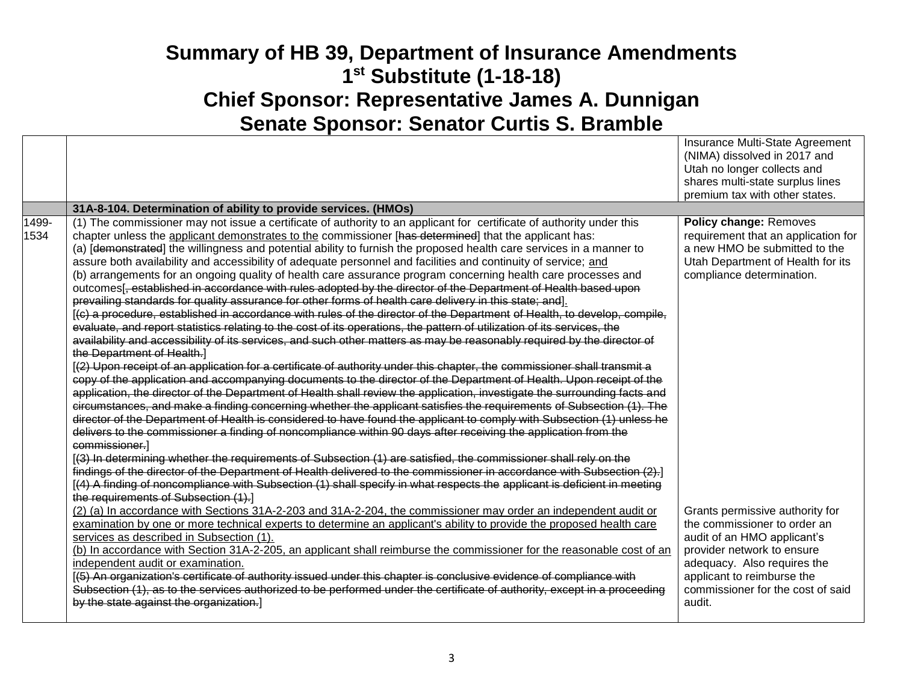# Summary of HB 39, Department of Insurance Amendments

## 1st Substitute (1-18-18)

## Chief Sponsor: Representative James A. Dunnigan

## Senate Sponsor: Senator Curtis S. Bramble

| | | |
|---|---|---|
| | | Insurance Multi-State Agreement (NIMA) dissolved in 2017 and Utah no longer collects and shares multi-state surplus lines premium tax with other states. |
| | **31A-8-104. Determination of ability to provide services. (HMOs)** | |
| 1499-1534 | (1) The commissioner may not issue a certificate of authority to an applicant for certificate of authority under this chapter unless the <u>applicant demonstrates to the</u> commissioner [~~has determined~~] that the applicant has:<br>(a) [~~demonstrated~~] the willingness and potential ability to furnish the proposed health care services in a manner to assure both availability and accessibility of adequate personnel and facilities and continuity of service; <u>and</u><br>(b) arrangements for an ongoing quality of health care assurance program concerning health care processes and outcomes[~~, established in accordance with rules adopted by the director of the Department of Health based upon prevailing standards for quality assurance for other forms of health care delivery in this state; and~~]<u>.</u><br>[~~(c) a procedure, established in accordance with rules of the director of the Department of Health, to develop, compile, evaluate, and report statistics relating to the cost of its operations, the pattern of utilization of its services, the availability and accessibility of its services, and such other matters as may be reasonably required by the director of the Department of Health.~~]<br>[~~(2) Upon receipt of an application for a certificate of authority under this chapter, the commissioner shall transmit a copy of the application and accompanying documents to the director of the Department of Health. Upon receipt of the application, the director of the Department of Health shall review the application, investigate the surrounding facts and circumstances, and make a finding concerning whether the applicant satisfies the requirements of Subsection (1). The director of the Department of Health is considered to have found the applicant to comply with Subsection (1) unless he delivers to the commissioner a finding of noncompliance within 90 days after receiving the application from the commissioner.~~]<br>[~~(3) In determining whether the requirements of Subsection (1) are satisfied, the commissioner shall rely on the findings of the director of the Department of Health delivered to the commissioner in accordance with Subsection (2).~~]<br>[~~(4) A finding of noncompliance with Subsection (1) shall specify in what respects the applicant is deficient in meeting the requirements of Subsection (1).~~]<br><u>(2) (a) In accordance with Sections 31A-2-203 and 31A-2-204, the commissioner may order an independent audit or examination by one or more technical experts to determine an applicant's ability to provide the proposed health care services as described in Subsection (1).</u><br><u>(b) In accordance with Section 31A-2-205, an applicant shall reimburse the commissioner for the reasonable cost of an independent audit or examination.</u><br>[~~(5) An organization's certificate of authority issued under this chapter is conclusive evidence of compliance with Subsection (1), as to the services authorized to be performed under the certificate of authority, except in a proceeding by the state against the organization.~~] | **Policy change:** Removes requirement that an application for a new HMO be submitted to the Utah Department of Health for its compliance determination.<br><br>Grants permissive authority for the commissioner to order an audit of an HMO applicant's provider network to ensure adequacy. Also requires the applicant to reimburse the commissioner for the cost of said audit. |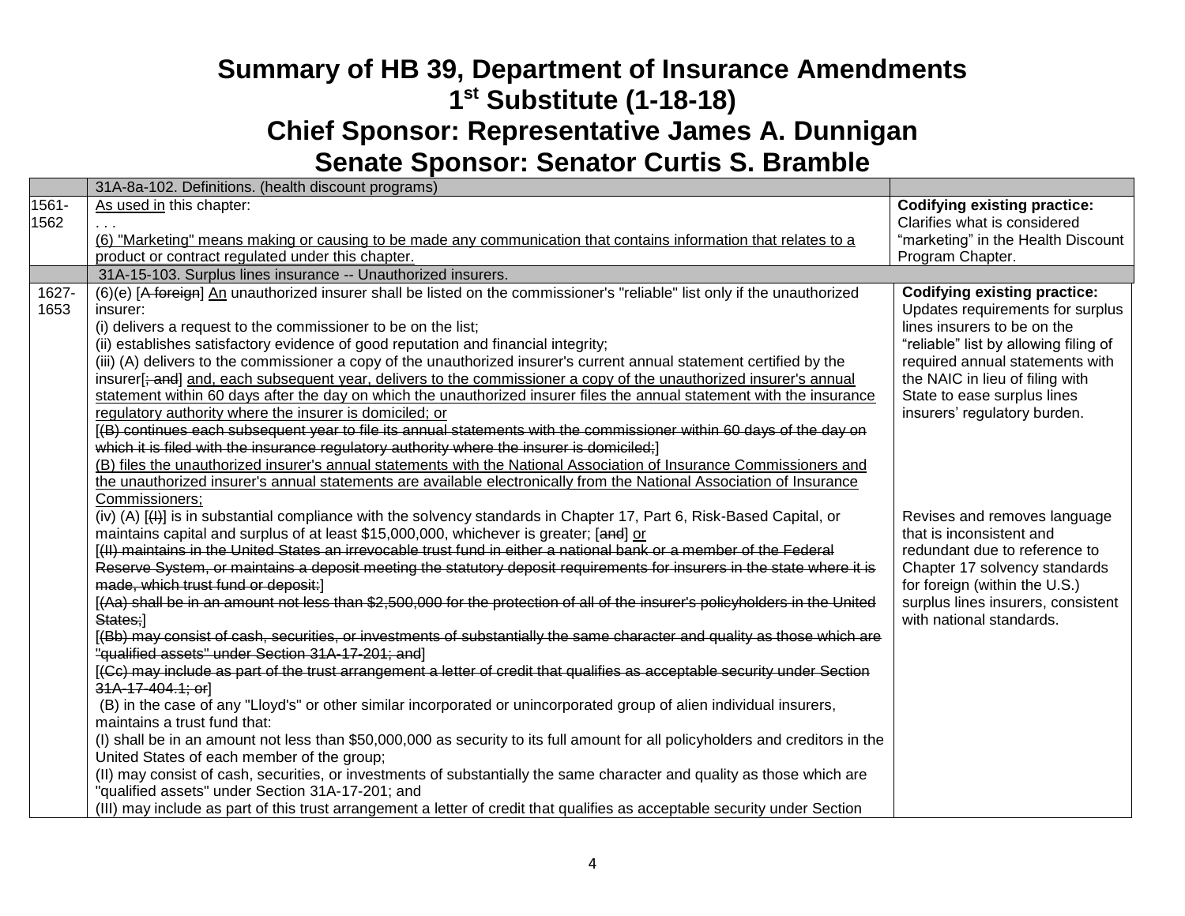# Summary of HB 39, Department of Insurance Amendments
# 1st Substitute (1-18-18)
# Chief Sponsor: Representative James A. Dunnigan
# Senate Sponsor: Senator Curtis S. Bramble

| | 31A-8a-102. Definitions. (health discount programs) | |
|---|---|---|
| 1561-1562 | As used in this chapter:<br>. . .<br>(6) "Marketing" means making or causing to be made any communication that contains information that relates to a product or contract regulated under this chapter. | **Codifying existing practice:** Clarifies what is considered "marketing" in the Health Discount Program Chapter. |
| | 31A-15-103. Surplus lines insurance -- Unauthorized insurers. | |
| 1627-1653 | (6)(e) [~~A foreign~~] An unauthorized insurer shall be listed on the commissioner's "reliable" list only if the unauthorized insurer:<br>(i) delivers a request to the commissioner to be on the list;<br>(ii) establishes satisfactory evidence of good reputation and financial integrity;<br>(iii) (A) delivers to the commissioner a copy of the unauthorized insurer's current annual statement certified by the insurer[~~; and~~] and, each subsequent year, delivers to the commissioner a copy of the unauthorized insurer's annual statement within 60 days after the day on which the unauthorized insurer files the annual statement with the insurance regulatory authority where the insurer is domiciled; or<br>[~~(B) continues each subsequent year to file its annual statements with the commissioner within 60 days of the day on which it is filed with the insurance regulatory authority where the insurer is domiciled;~~]<br>(B) files the unauthorized insurer's annual statements with the National Association of Insurance Commissioners and the unauthorized insurer's annual statements are available electronically from the National Association of Insurance Commissioners;<br>(iv) (A) [~~(I)~~] is in substantial compliance with the solvency standards in Chapter 17, Part 6, Risk-Based Capital, or maintains capital and surplus of at least $15,000,000, whichever is greater; [~~and~~] or<br>[~~(II) maintains in the United States an irrevocable trust fund in either a national bank or a member of the Federal Reserve System, or maintains a deposit meeting the statutory deposit requirements for insurers in the state where it is made, which trust fund or deposit:~~]<br>[~~(Aa) shall be in an amount not less than $2,500,000 for the protection of all of the insurer's policyholders in the United States;~~]<br>[~~(Bb) may consist of cash, securities, or investments of substantially the same character and quality as those which are "qualified assets" under Section 31A-17-201; and~~]<br>[~~(Cc) may include as part of the trust arrangement a letter of credit that qualifies as acceptable security under Section 31A-17-404.1; or~~]<br>(B) in the case of any "Lloyd's" or other similar incorporated or unincorporated group of alien individual insurers, maintains a trust fund that:<br>(I) shall be in an amount not less than $50,000,000 as security to its full amount for all policyholders and creditors in the United States of each member of the group;<br>(II) may consist of cash, securities, or investments of substantially the same character and quality as those which are "qualified assets" under Section 31A-17-201; and<br>(III) may include as part of this trust arrangement a letter of credit that qualifies as acceptable security under Section | **Codifying existing practice:** Updates requirements for surplus lines insurers to be on the "reliable" list by allowing filing of required annual statements with the NAIC in lieu of filing with State to ease surplus lines insurers' regulatory burden.<br><br>Revises and removes language that is inconsistent and redundant due to reference to Chapter 17 solvency standards for foreign (within the U.S.) surplus lines insurers, consistent with national standards. |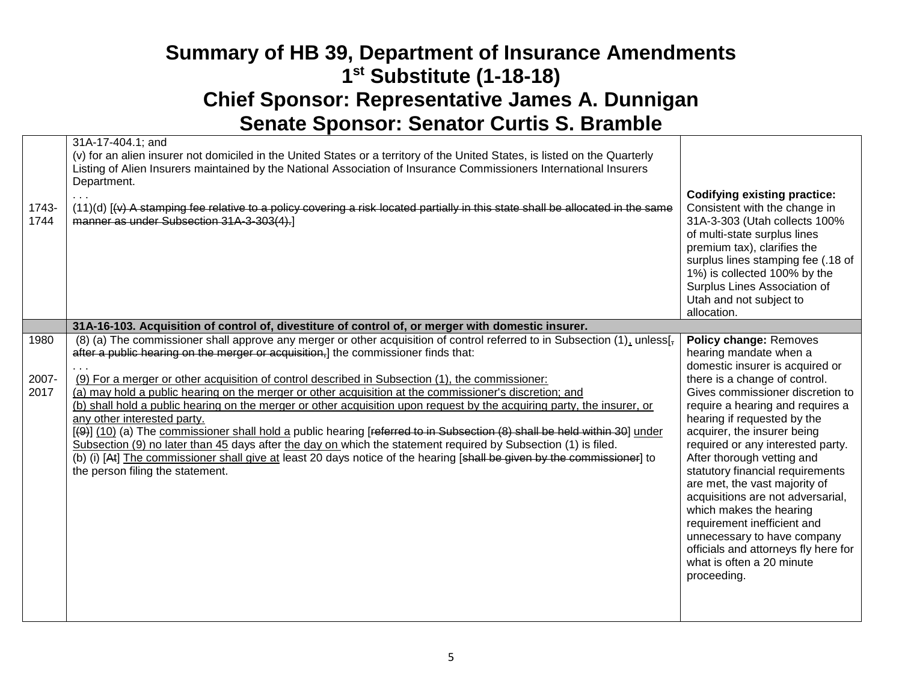# Summary of HB 39, Department of Insurance Amendments
## 1st Substitute (1-18-18)
## Chief Sponsor: Representative James A. Dunnigan
## Senate Sponsor: Senator Curtis S. Bramble

| | | |
|---|---|---|
| 1743-1744 | 31A-17-404.1; and<br>(v) for an alien insurer not domiciled in the United States or a territory of the United States, is listed on the Quarterly Listing of Alien Insurers maintained by the National Association of Insurance Commissioners International Insurers Department.<br>. . .<br>(11)(d) [~~(v) A stamping fee relative to a policy covering a risk located partially in this state shall be allocated in the same manner as under Subsection 31A-3-303(4).~~] | **Codifying existing practice:** Consistent with the change in 31A-3-303 (Utah collects 100% of multi-state surplus lines premium tax), clarifies the surplus lines stamping fee (.18 of 1%) is collected 100% by the Surplus Lines Association of Utah and not subject to allocation. |
| | **31A-16-103. Acquisition of control of, divestiture of control of, or merger with domestic insurer.** | |
| 1980<br><br>2007-2017 | (8) (a) The commissioner shall approve any merger or other acquisition of control referred to in Subsection (1)<u>,</u> unless[~~, after a public hearing on the merger or acquisition,~~] the commissioner finds that:<br>. . .<br><u>(9) For a merger or other acquisition of control described in Subsection (1), the commissioner:</u><br><u>(a) may hold a public hearing on the merger or other acquisition at the commissioner's discretion; and</u><br><u>(b) shall hold a public hearing on the merger or other acquisition upon request by the acquiring party, the insurer, or any other interested party.</u><br>[~~(9)~~] <u>(10)</u> (a) The <u>commissioner shall hold a</u> public hearing [~~referred to in Subsection (8) shall be held within 30~~] <u>under Subsection (9) no later than 45</u> days after <u>the day on</u> which the statement required by Subsection (1) is filed.<br>(b) (i) [~~At~~] <u>The commissioner shall give at</u> least 20 days notice of the hearing [~~shall be given by the commissioner~~] to the person filing the statement. | **Policy change:** Removes hearing mandate when a domestic insurer is acquired or there is a change of control. Gives commissioner discretion to require a hearing and requires a hearing if requested by the acquirer, the insurer being required or any interested party. After thorough vetting and statutory financial requirements are met, the vast majority of acquisitions are not adversarial, which makes the hearing requirement inefficient and unnecessary to have company officials and attorneys fly here for what is often a 20 minute proceeding. |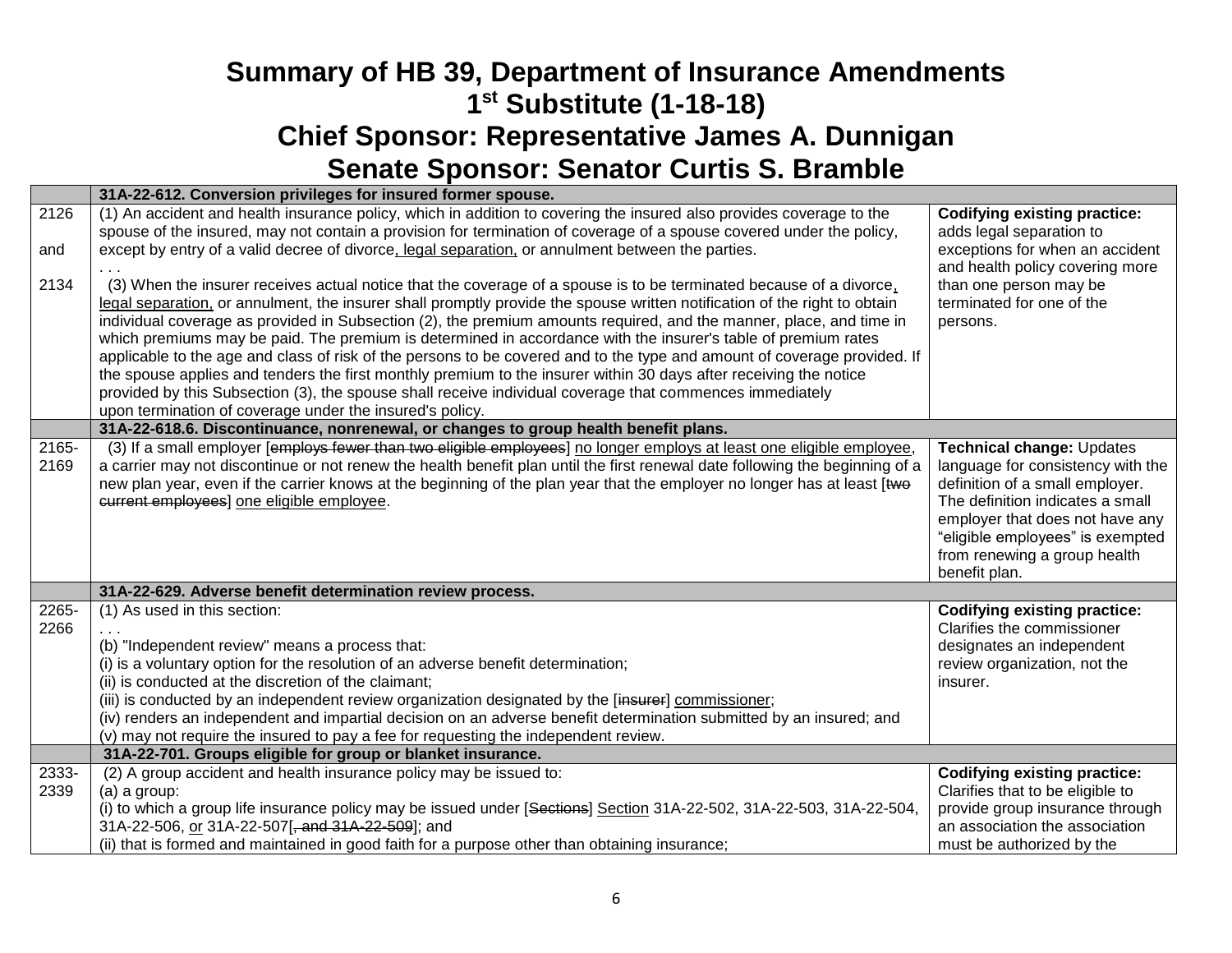# Summary of HB 39, Department of Insurance Amendments
# 1st Substitute (1-18-18)
# Chief Sponsor: Representative James A. Dunnigan
# Senate Sponsor: Senator Curtis S. Bramble

| | | |
|---|---|---|
| | **31A-22-612. Conversion privileges for insured former spouse.** | |
| 2126<br><br>and<br><br>2134 | (1) An accident and health insurance policy, which in addition to covering the insured also provides coverage to the spouse of the insured, may not contain a provision for termination of coverage of a spouse covered under the policy, except by entry of a valid decree of divorce, legal separation, or annulment between the parties.<br>. . .<br>(3) When the insurer receives actual notice that the coverage of a spouse is to be terminated because of a divorce, legal separation, or annulment, the insurer shall promptly provide the spouse written notification of the right to obtain individual coverage as provided in Subsection (2), the premium amounts required, and the manner, place, and time in which premiums may be paid. The premium is determined in accordance with the insurer's table of premium rates applicable to the age and class of risk of the persons to be covered and to the type and amount of coverage provided. If the spouse applies and tenders the first monthly premium to the insurer within 30 days after receiving the notice provided by this Subsection (3), the spouse shall receive individual coverage that commences immediately upon termination of coverage under the insured's policy. | **Codifying existing practice:** adds legal separation to exceptions for when an accident and health policy covering more than one person may be terminated for one of the persons. |
| | **31A-22-618.6. Discontinuance, nonrenewal, or changes to group health benefit plans.** | |
| 2165-2169 | (3) If a small employer [~~employs fewer than two eligible employees~~] no longer employs at least one eligible employee, a carrier may not discontinue or not renew the health benefit plan until the first renewal date following the beginning of a new plan year, even if the carrier knows at the beginning of the plan year that the employer no longer has at least [~~two current employees~~] one eligible employee. | **Technical change:** Updates language for consistency with the definition of a small employer. The definition indicates a small employer that does not have any "eligible employees" is exempted from renewing a group health benefit plan. |
| | **31A-22-629. Adverse benefit determination review process.** | |
| 2265-2266 | (1) As used in this section:<br>. . .<br>(b) "Independent review" means a process that:<br>(i) is a voluntary option for the resolution of an adverse benefit determination;<br>(ii) is conducted at the discretion of the claimant;<br>(iii) is conducted by an independent review organization designated by the [~~insurer~~] commissioner;<br>(iv) renders an independent and impartial decision on an adverse benefit determination submitted by an insured; and<br>(v) may not require the insured to pay a fee for requesting the independent review. | **Codifying existing practice:** Clarifies the commissioner designates an independent review organization, not the insurer. |
| | **31A-22-701. Groups eligible for group or blanket insurance.** | |
| 2333-2339 | (2) A group accident and health insurance policy may be issued to:<br>(a) a group:<br>(i) to which a group life insurance policy may be issued under [~~Sections~~] Section 31A-22-502, 31A-22-503, 31A-22-504, 31A-22-506, or 31A-22-507[~~, and 31A-22-509~~]; and<br>(ii) that is formed and maintained in good faith for a purpose other than obtaining insurance; | **Codifying existing practice:** Clarifies that to be eligible to provide group insurance through an association the association must be authorized by the |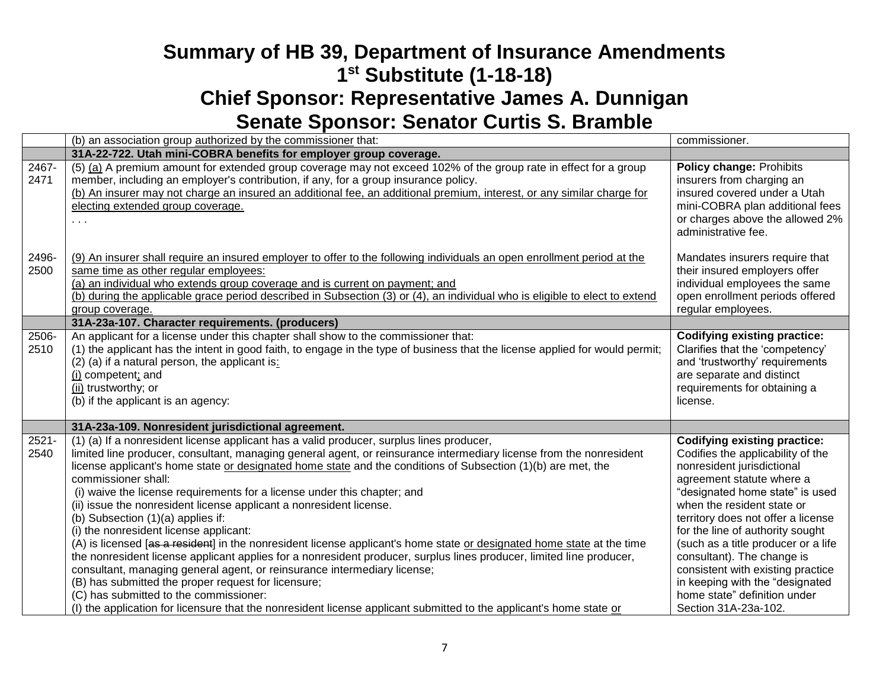# Summary of HB 39, Department of Insurance Amendments 1st Substitute (1-18-18)

## Chief Sponsor: Representative James A. Dunnigan

## Senate Sponsor: Senator Curtis S. Bramble

| | | |
|---|---|---|
| | (b) an association group <u>authorized by the commissioner</u> that: | commissioner. |
| | **31A-22-722. Utah mini-COBRA benefits for employer group coverage.** | |
| 2467-2471 | (5) <u>(a)</u> A premium amount for extended group coverage may not exceed 102% of the group rate in effect for a group member, including an employer's contribution, if any, for a group insurance policy.<br><u>(b) An insurer may not charge an insured an additional fee, an additional premium, interest, or any similar charge for electing extended group coverage.</u><br>. . . | **Policy change:** Prohibits insurers from charging an insured covered under a Utah mini-COBRA plan additional fees or charges above the allowed 2% administrative fee. |
| 2496-2500 | <u>(9) An insurer shall require an insured employer to offer to the following individuals an open enrollment period at the same time as other regular employees:</u><br><u>(a) an individual who extends group coverage and is current on payment; and</u><br><u>(b) during the applicable grace period described in Subsection (3) or (4), an individual who is eligible to elect to extend group coverage.</u> | Mandates insurers require that their insured employers offer individual employees the same open enrollment periods offered regular employees. |
| | **31A-23a-107. Character requirements. (producers)** | |
| 2506-2510 | An applicant for a license under this chapter shall show to the commissioner that:<br>(1) the applicant has the intent in good faith, to engage in the type of business that the license applied for would permit;<br>(2) (a) if a natural person, the applicant is<u>:</u><br><u>(i)</u> competent<u>;</u> and<br><u>(ii)</u> trustworthy; or<br>(b) if the applicant is an agency: | **Codifying existing practice:** Clarifies that the 'competency' and 'trustworthy' requirements are separate and distinct requirements for obtaining a license. |
| | **31A-23a-109. Nonresident jurisdictional agreement.** | |
| 2521-2540 | (1) (a) If a nonresident license applicant has a valid producer, surplus lines producer, limited line producer, consultant, managing general agent, or reinsurance intermediary license from the nonresident license applicant's home state <u>or designated home state</u> and the conditions of Subsection (1)(b) are met, the commissioner shall:<br>(i) waive the license requirements for a license under this chapter; and<br>(ii) issue the nonresident license applicant a nonresident license.<br>(b) Subsection (1)(a) applies if:<br>(i) the nonresident license applicant:<br>(A) is licensed [~~as a resident~~] in the nonresident license applicant's home state <u>or designated home state</u> at the time the nonresident license applicant applies for a nonresident producer, surplus lines producer, limited line producer, consultant, managing general agent, or reinsurance intermediary license;<br>(B) has submitted the proper request for licensure;<br>(C) has submitted to the commissioner:<br>(I) the application for licensure that the nonresident license applicant submitted to the applicant's home state <u>or</u> | **Codifying existing practice:** Codifies the applicability of the nonresident jurisdictional agreement statute where a "designated home state" is used when the resident state or territory does not offer a license for the line of authority sought (such as a title producer or a life consultant). The change is consistent with existing practice in keeping with the "designated home state" definition under Section 31A-23a-102. |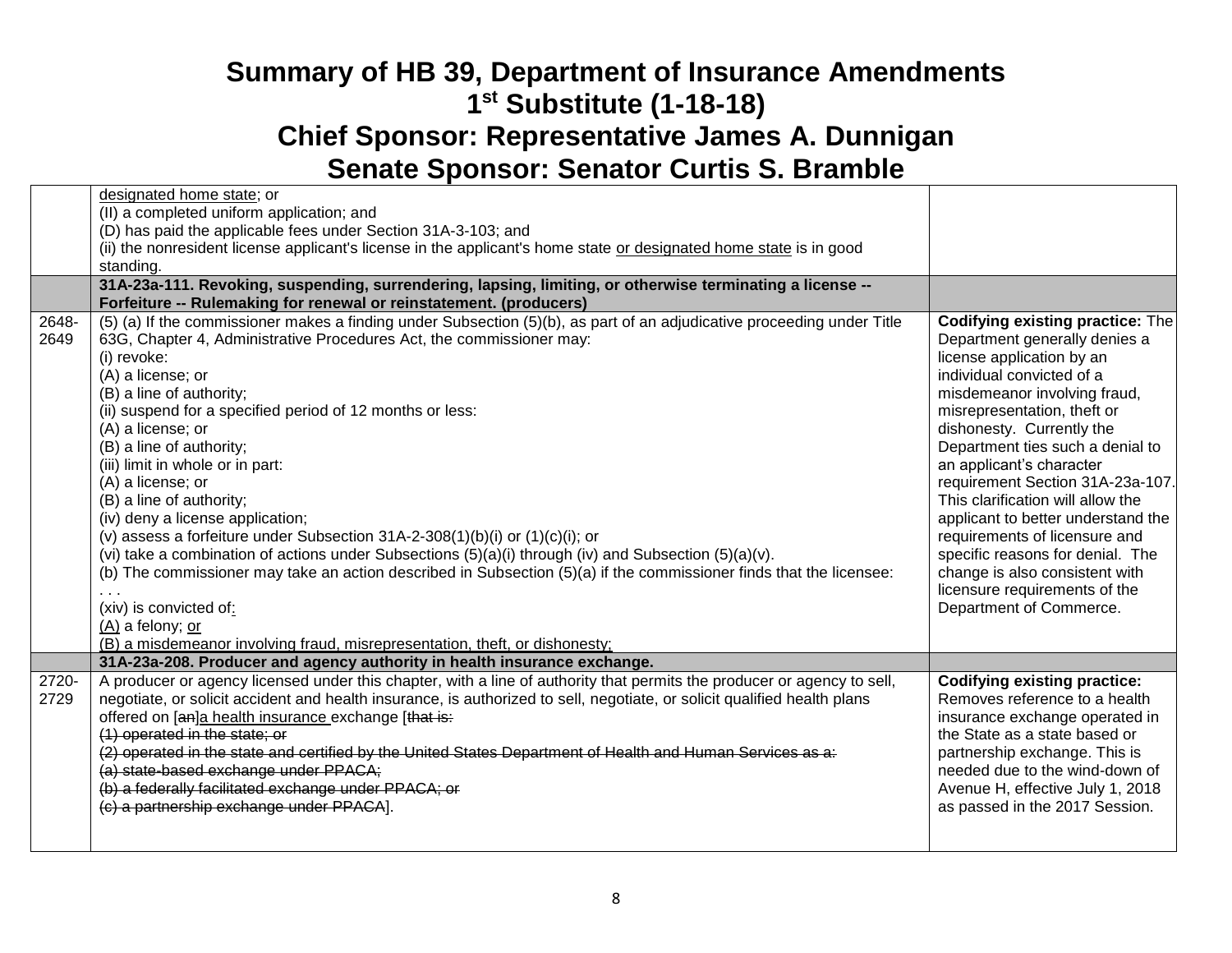# Summary of HB 39, Department of Insurance Amendments

# 1st Substitute (1-18-18)

# Chief Sponsor: Representative James A. Dunnigan

# Senate Sponsor: Senator Curtis S. Bramble

| | | |
|---|---|---|
| | <u>designated home state</u>; or<br>(II) a completed uniform application; and<br>(D) has paid the applicable fees under Section 31A-3-103; and<br>(ii) the nonresident license applicant's license in the applicant's home state <u>or designated home state</u> is in good standing. | |
| | **31A-23a-111. Revoking, suspending, surrendering, lapsing, limiting, or otherwise terminating a license -- Forfeiture -- Rulemaking for renewal or reinstatement. (producers)** | |
| 2648-2649 | (5) (a) If the commissioner makes a finding under Subsection (5)(b), as part of an adjudicative proceeding under Title 63G, Chapter 4, Administrative Procedures Act, the commissioner may:<br>(i) revoke:<br>(A) a license; or<br>(B) a line of authority;<br>(ii) suspend for a specified period of 12 months or less:<br>(A) a license; or<br>(B) a line of authority;<br>(iii) limit in whole or in part:<br>(A) a license; or<br>(B) a line of authority;<br>(iv) deny a license application;<br>(v) assess a forfeiture under Subsection 31A-2-308(1)(b)(i) or (1)(c)(i); or<br>(vi) take a combination of actions under Subsections (5)(a)(i) through (iv) and Subsection (5)(a)(v).<br>(b) The commissioner may take an action described in Subsection (5)(a) if the commissioner finds that the licensee:<br>. . .<br>(xiv) is convicted of<u>:</u><br><u>(A)</u> a felony; <u>or</u><br><u>(B) a misdemeanor involving fraud, misrepresentation, theft, or dishonesty;</u> | **Codifying existing practice:** The Department generally denies a license application by an individual convicted of a misdemeanor involving fraud, misrepresentation, theft or dishonesty. Currently the Department ties such a denial to an applicant's character requirement Section 31A-23a-107. This clarification will allow the applicant to better understand the requirements of licensure and specific reasons for denial. The change is also consistent with licensure requirements of the Department of Commerce. |
| | **31A-23a-208. Producer and agency authority in health insurance exchange.** | |
| 2720-2729 | A producer or agency licensed under this chapter, with a line of authority that permits the producer or agency to sell, negotiate, or solicit accident and health insurance, is authorized to sell, negotiate, or solicit qualified health plans offered on [~~an~~]<u>a health insurance</u> exchange [~~that is:~~<br>~~(1) operated in the state; or~~<br>~~(2) operated in the state and certified by the United States Department of Health and Human Services as a:~~<br>~~(a) state-based exchange under PPACA;~~<br>~~(b) a federally facilitated exchange under PPACA; or~~<br>~~(c) a partnership exchange under PPACA~~]. | **Codifying existing practice:** Removes reference to a health insurance exchange operated in the State as a state based or partnership exchange. This is needed due to the wind-down of Avenue H, effective July 1, 2018 as passed in the 2017 Session. |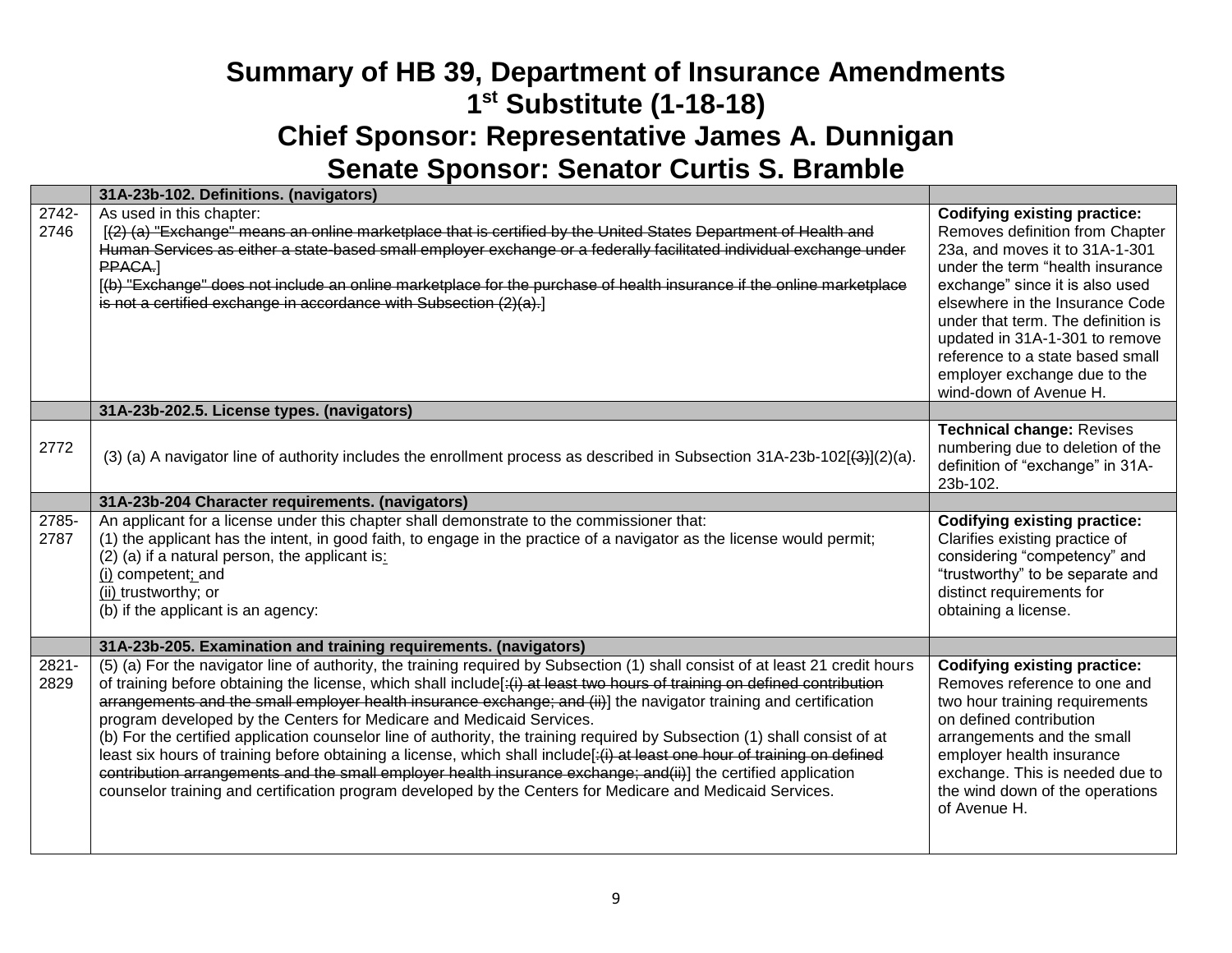# Summary of HB 39, Department of Insurance Amendments
# 1st Substitute (1-18-18)
# Chief Sponsor: Representative James A. Dunnigan
# Senate Sponsor: Senator Curtis S. Bramble

| | | |
|---|---|---|
| | **31A-23b-102. Definitions. (navigators)** | |
| 2742-2746 | As used in this chapter:<br>[~~(2) (a) "Exchange" means an online marketplace that is certified by the United States Department of Health and Human Services as either a state-based small employer exchange or a federally facilitated individual exchange under PPACA.~~]<br>[~~(b) "Exchange" does not include an online marketplace for the purchase of health insurance if the online marketplace is not a certified exchange in accordance with Subsection (2)(a).~~] | **Codifying existing practice:** Removes definition from Chapter 23a, and moves it to 31A-1-301 under the term "health insurance exchange" since it is also used elsewhere in the Insurance Code under that term. The definition is updated in 31A-1-301 to remove reference to a state based small employer exchange due to the wind-down of Avenue H. |
| | **31A-23b-202.5. License types. (navigators)** | |
| 2772 | (3) (a) A navigator line of authority includes the enrollment process as described in Subsection 31A-23b-102[~~(3)~~](2)(a). | **Technical change:** Revises numbering due to deletion of the definition of "exchange" in 31A-23b-102. |
| | **31A-23b-204 Character requirements. (navigators)** | |
| 2785-2787 | An applicant for a license under this chapter shall demonstrate to the commissioner that:<br>(1) the applicant has the intent, in good faith, to engage in the practice of a navigator as the license would permit;<br>(2) (a) if a natural person, the applicant is<ins>:</ins><br><ins>(i)</ins> competent<ins>;</ins> and<br><ins>(ii)</ins> trustworthy; or<br>(b) if the applicant is an agency: | **Codifying existing practice:** Clarifies existing practice of considering "competency" and "trustworthy" to be separate and distinct requirements for obtaining a license. |
| | **31A-23b-205. Examination and training requirements. (navigators)** | |
| 2821-2829 | (5) (a) For the navigator line of authority, the training required by Subsection (1) shall consist of at least 21 credit hours of training before obtaining the license, which shall include[~~:(i) at least two hours of training on defined contribution arrangements and the small employer health insurance exchange; and (ii)~~] the navigator training and certification program developed by the Centers for Medicare and Medicaid Services.<br>(b) For the certified application counselor line of authority, the training required by Subsection (1) shall consist of at least six hours of training before obtaining a license, which shall include[~~:(i) at least one hour of training on defined contribution arrangements and the small employer health insurance exchange; and(ii)~~] the certified application counselor training and certification program developed by the Centers for Medicare and Medicaid Services. | **Codifying existing practice:** Removes reference to one and two hour training requirements on defined contribution arrangements and the small employer health insurance exchange. This is needed due to the wind down of the operations of Avenue H. |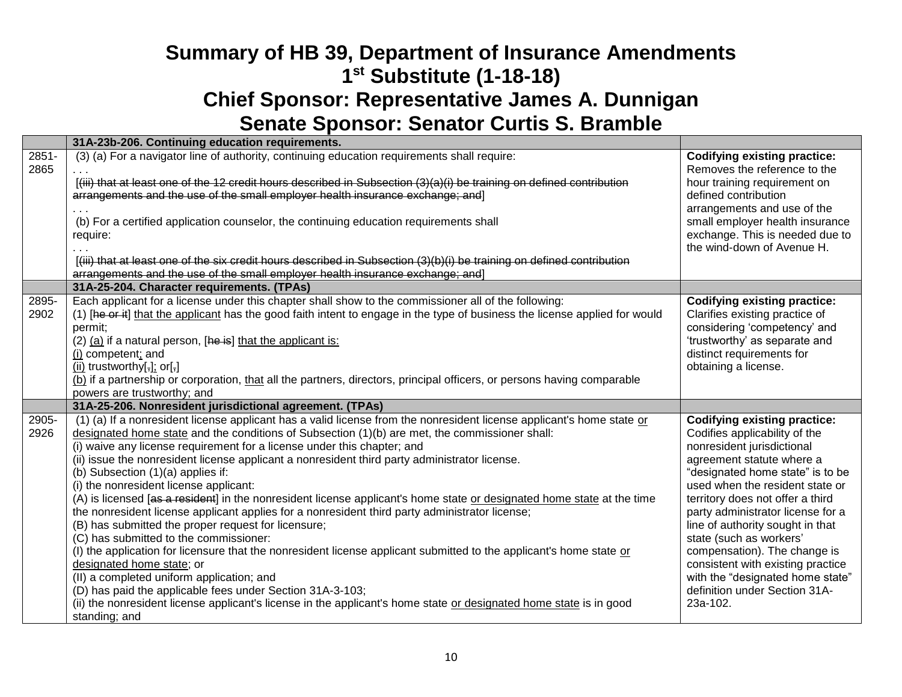# Summary of HB 39, Department of Insurance Amendments
# 1st Substitute (1-18-18)
# Chief Sponsor: Representative James A. Dunnigan
# Senate Sponsor: Senator Curtis S. Bramble

| | **31A-23b-206. Continuing education requirements.** | |
|---|---|---|
| 2851-2865 | (3) (a) For a navigator line of authority, continuing education requirements shall require:<br>. . .<br>[~~(iii) that at least one of the 12 credit hours described in Subsection (3)(a)(i) be training on defined contribution arrangements and the use of the small employer health insurance exchange; and~~]<br>. . .<br>(b) For a certified application counselor, the continuing education requirements shall require:<br>. . .<br>[~~(iii) that at least one of the six credit hours described in Subsection (3)(b)(i) be training on defined contribution arrangements and the use of the small employer health insurance exchange; and~~] | **Codifying existing practice:** Removes the reference to the hour training requirement on defined contribution arrangements and use of the small employer health insurance exchange. This is needed due to the wind-down of Avenue H. |
| | **31A-25-204. Character requirements. (TPAs)** | |
| 2895-2902 | Each applicant for a license under this chapter shall show to the commissioner all of the following:<br>(1) [~~he or it~~] <u>that the applicant</u> has the good faith intent to engage in the type of business the license applied for would permit;<br>(2) <u>(a)</u> if a natural person, [~~he is~~] <u>that the applicant is:</u><br><u>(i)</u> competent<u>;</u> and<br><u>(ii)</u> trustworthy[~~,~~]<u>;</u> or[~~,~~]<br><u>(b)</u> if a partnership or corporation, <u>that</u> all the partners, directors, principal officers, or persons having comparable powers are trustworthy; and | **Codifying existing practice:** Clarifies existing practice of considering 'competency' and 'trustworthy' as separate and distinct requirements for obtaining a license. |
| | **31A-25-206. Nonresident jurisdictional agreement. (TPAs)** | |
| 2905-2926 | (1) (a) If a nonresident license applicant has a valid license from the nonresident license applicant's home state <u>or designated home state</u> and the conditions of Subsection (1)(b) are met, the commissioner shall:<br>(i) waive any license requirement for a license under this chapter; and<br>(ii) issue the nonresident license applicant a nonresident third party administrator license.<br>(b) Subsection (1)(a) applies if:<br>(i) the nonresident license applicant:<br>(A) is licensed [~~as a resident~~] in the nonresident license applicant's home state <u>or designated home state</u> at the time the nonresident license applicant applies for a nonresident third party administrator license;<br>(B) has submitted the proper request for licensure;<br>(C) has submitted to the commissioner:<br>(I) the application for licensure that the nonresident license applicant submitted to the applicant's home state <u>or designated home state</u>; or<br>(II) a completed uniform application; and<br>(D) has paid the applicable fees under Section 31A-3-103;<br>(ii) the nonresident license applicant's license in the applicant's home state <u>or designated home state</u> is in good standing; and | **Codifying existing practice:** Codifies applicability of the nonresident jurisdictional agreement statute where a "designated home state" is to be used when the resident state or territory does not offer a third party administrator license for a line of authority sought in that state (such as workers' compensation). The change is consistent with existing practice with the "designated home state" definition under Section 31A-23a-102. |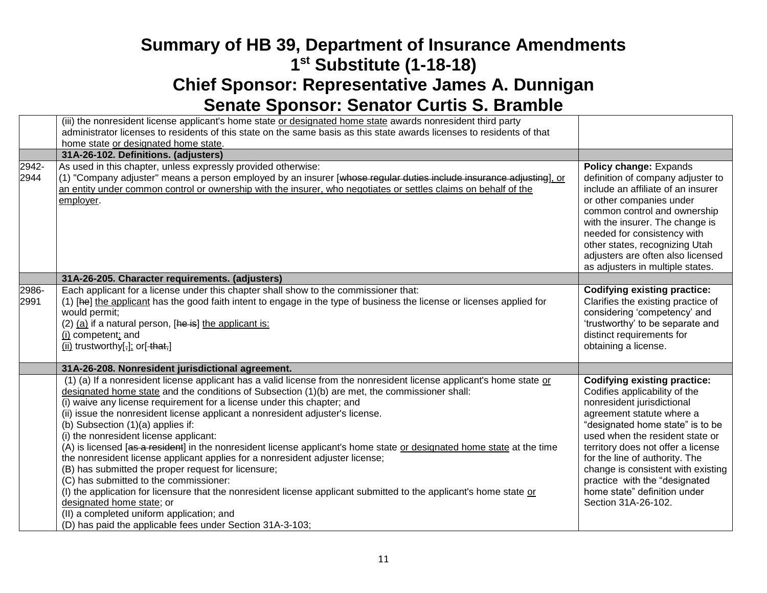# Summary of HB 39, Department of Insurance Amendments
# 1st Substitute (1-18-18)
# Chief Sponsor: Representative James A. Dunnigan
# Senate Sponsor: Senator Curtis S. Bramble

| | | |
|---|---|---|
| | (iii) the nonresident license applicant's home state or designated home state awards nonresident third party administrator licenses to residents of this state on the same basis as this state awards licenses to residents of that home state or designated home state. | |
| | **31A-26-102. Definitions. (adjusters)** | |
| 2942-2944 | As used in this chapter, unless expressly provided otherwise:<br>(1) "Company adjuster" means a person employed by an insurer [~~whose regular duties include insurance adjusting~~], or an entity under common control or ownership with the insurer, who negotiates or settles claims on behalf of the employer. | **Policy change:** Expands definition of company adjuster to include an affiliate of an insurer or other companies under common control and ownership with the insurer. The change is needed for consistency with other states, recognizing Utah adjusters are often also licensed as adjusters in multiple states. |
| | **31A-26-205. Character requirements. (adjusters)** | |
| 2986-2991 | Each applicant for a license under this chapter shall show to the commissioner that:<br>(1) [~~he~~] the applicant has the good faith intent to engage in the type of business the license or licenses applied for would permit;<br>(2) (a) if a natural person, [~~he is~~] the applicant is:<br>(i) competent; and<br>(ii) trustworthy[~~,~~]; or[~~ that,~~] | **Codifying existing practice:** Clarifies the existing practice of considering 'competency' and 'trustworthy' to be separate and distinct requirements for obtaining a license. |
| | **31A-26-208. Nonresident jurisdictional agreement.** | |
| | (1) (a) If a nonresident license applicant has a valid license from the nonresident license applicant's home state or designated home state and the conditions of Subsection (1)(b) are met, the commissioner shall:<br>(i) waive any license requirement for a license under this chapter; and<br>(ii) issue the nonresident license applicant a nonresident adjuster's license.<br>(b) Subsection (1)(a) applies if:<br>(i) the nonresident license applicant:<br>(A) is licensed [~~as a resident~~] in the nonresident license applicant's home state or designated home state at the time the nonresident license applicant applies for a nonresident adjuster license;<br>(B) has submitted the proper request for licensure;<br>(C) has submitted to the commissioner:<br>(I) the application for licensure that the nonresident license applicant submitted to the applicant's home state or designated home state; or<br>(II) a completed uniform application; and<br>(D) has paid the applicable fees under Section 31A-3-103; | **Codifying existing practice:** Codifies applicability of the nonresident jurisdictional agreement statute where a "designated home state" is to be used when the resident state or territory does not offer a license for the line of authority. The change is consistent with existing practice with the "designated home state" definition under Section 31A-26-102. |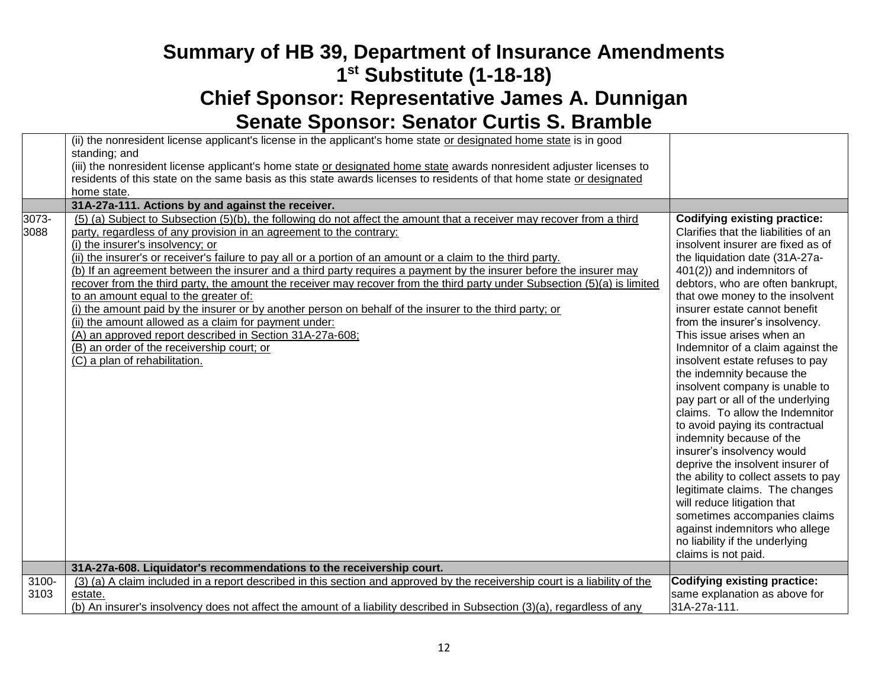# Summary of HB 39, Department of Insurance Amendments
# 1st Substitute (1-18-18)
# Chief Sponsor: Representative James A. Dunnigan
# Senate Sponsor: Senator Curtis S. Bramble

| | | |
|---|---|---|
| | (ii) the nonresident license applicant's license in the applicant's home state <u>or designated home state</u> is in good standing; and<br>(iii) the nonresident license applicant's home state <u>or designated home state</u> awards nonresident adjuster licenses to residents of this state on the same basis as this state awards licenses to residents of that home state <u>or designated home state</u>. | |
| | **31A-27a-111. Actions by and against the receiver.** | |
| 3073-3088 | <u>(5) (a) Subject to Subsection (5)(b), the following do not affect the amount that a receiver may recover from a third party, regardless of any provision in an agreement to the contrary:</u><br><u>(i) the insurer's insolvency; or</u><br><u>(ii) the insurer's or receiver's failure to pay all or a portion of an amount or a claim to the third party.</u><br><u>(b) If an agreement between the insurer and a third party requires a payment by the insurer before the insurer may recover from the third party, the amount the receiver may recover from the third party under Subsection (5)(a) is limited to an amount equal to the greater of:</u><br><u>(i) the amount paid by the insurer or by another person on behalf of the insurer to the third party; or</u><br><u>(ii) the amount allowed as a claim for payment under:</u><br><u>(A) an approved report described in Section 31A-27a-608;</u><br><u>(B) an order of the receivership court; or</u><br><u>(C) a plan of rehabilitation.</u> | **Codifying existing practice:** Clarifies that the liabilities of an insolvent insurer are fixed as of the liquidation date (31A-27a-401(2)) and indemnitors of debtors, who are often bankrupt, that owe money to the insolvent insurer estate cannot benefit from the insurer's insolvency. This issue arises when an Indemnitor of a claim against the insolvent estate refuses to pay the indemnity because the insolvent company is unable to pay part or all of the underlying claims. To allow the Indemnitor to avoid paying its contractual indemnity because of the insurer's insolvency would deprive the insolvent insurer of the ability to collect assets to pay legitimate claims. The changes will reduce litigation that sometimes accompanies claims against indemnitors who allege no liability if the underlying claims is not paid. |
| | **31A-27a-608. Liquidator's recommendations to the receivership court.** | |
| 3100-3103 | <u>(3) (a) A claim included in a report described in this section and approved by the receivership court is a liability of the estate.</u><br><u>(b) An insurer's insolvency does not affect the amount of a liability described in Subsection (3)(a), regardless of any</u> | **Codifying existing practice:** same explanation as above for 31A-27a-111. |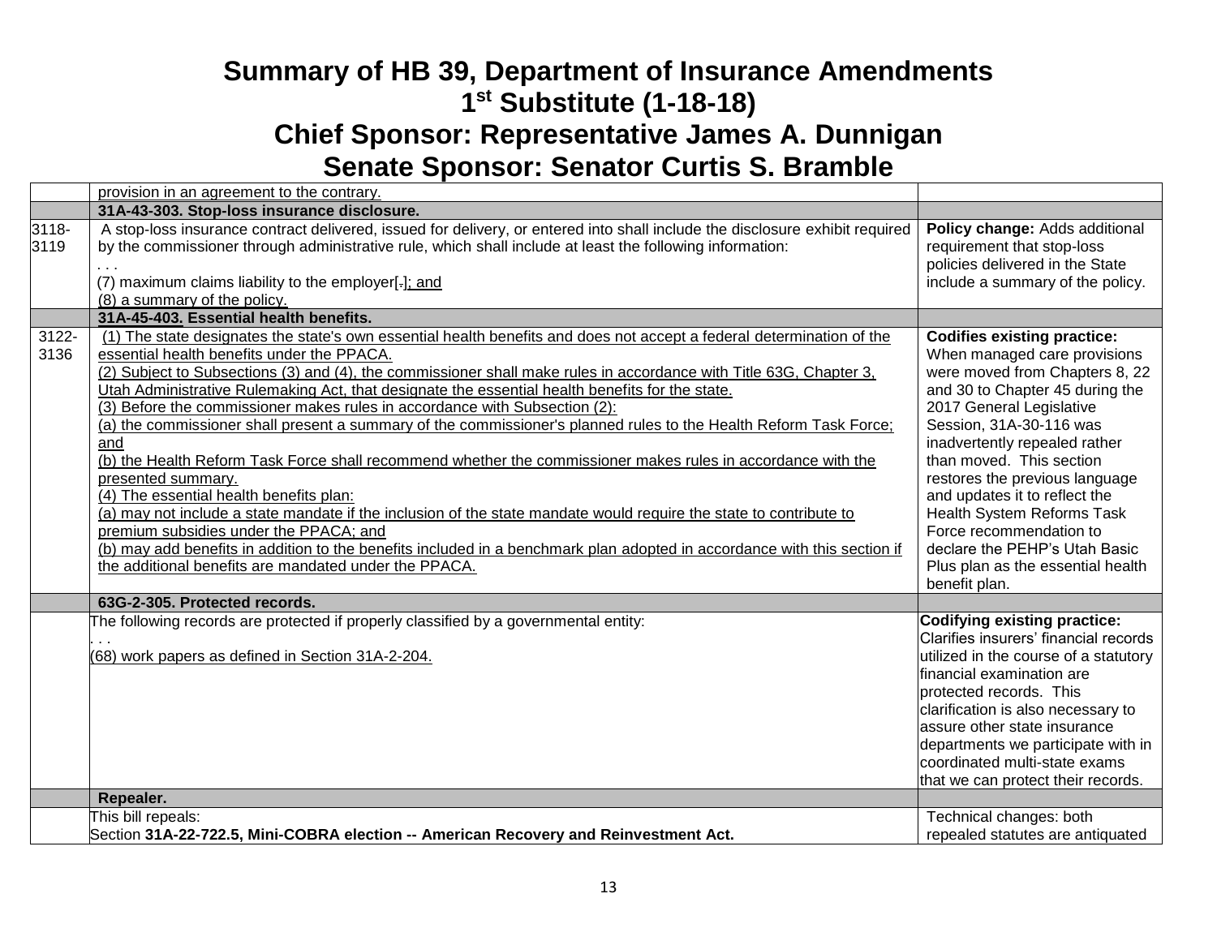# Summary of HB 39, Department of Insurance Amendments

## 1[st] Substitute (1-18-18)

## Chief Sponsor: Representative James A. Dunnigan

## Senate Sponsor: Senator Curtis S. Bramble

| | | |
|---|---|---|
| | provision in an agreement to the contrary. | |
| | **31A-43-303. Stop-loss insurance disclosure.** | |
| 3118-3119 | A stop-loss insurance contract delivered, issued for delivery, or entered into shall include the disclosure exhibit required by the commissioner through administrative rule, which shall include at least the following information:<br>. . .<br>(7) maximum claims liability to the employer[.]; and<br>(8) a summary of the policy. | **Policy change:** Adds additional requirement that stop-loss policies delivered in the State include a summary of the policy. |
| | **31A-45-403. Essential health benefits.** | |
| 3122-3136 | (1) The state designates the state's own essential health benefits and does not accept a federal determination of the essential health benefits under the PPACA.<br>(2) Subject to Subsections (3) and (4), the commissioner shall make rules in accordance with Title 63G, Chapter 3, Utah Administrative Rulemaking Act, that designate the essential health benefits for the state.<br>(3) Before the commissioner makes rules in accordance with Subsection (2):<br>(a) the commissioner shall present a summary of the commissioner's planned rules to the Health Reform Task Force; and<br>(b) the Health Reform Task Force shall recommend whether the commissioner makes rules in accordance with the presented summary.<br>(4) The essential health benefits plan:<br>(a) may not include a state mandate if the inclusion of the state mandate would require the state to contribute to premium subsidies under the PPACA; and<br>(b) may add benefits in addition to the benefits included in a benchmark plan adopted in accordance with this section if the additional benefits are mandated under the PPACA. | **Codifies existing practice:** When managed care provisions were moved from Chapters 8, 22 and 30 to Chapter 45 during the 2017 General Legislative Session, 31A-30-116 was inadvertently repealed rather than moved. This section restores the previous language and updates it to reflect the Health System Reforms Task Force recommendation to declare the PEHP's Utah Basic Plus plan as the essential health benefit plan. |
| | **63G-2-305. Protected records.** | |
| | The following records are protected if properly classified by a governmental entity:<br>. . .<br>(68) work papers as defined in Section 31A-2-204. | **Codifying existing practice:** Clarifies insurers' financial records utilized in the course of a statutory financial examination are protected records. This clarification is also necessary to assure other state insurance departments we participate with in coordinated multi-state exams that we can protect their records. |
| | **Repealer.** | |
| | This bill repeals:<br>Section **31A-22-722.5, Mini-COBRA election -- American Recovery and Reinvestment Act.** | Technical changes: both repealed statutes are antiquated |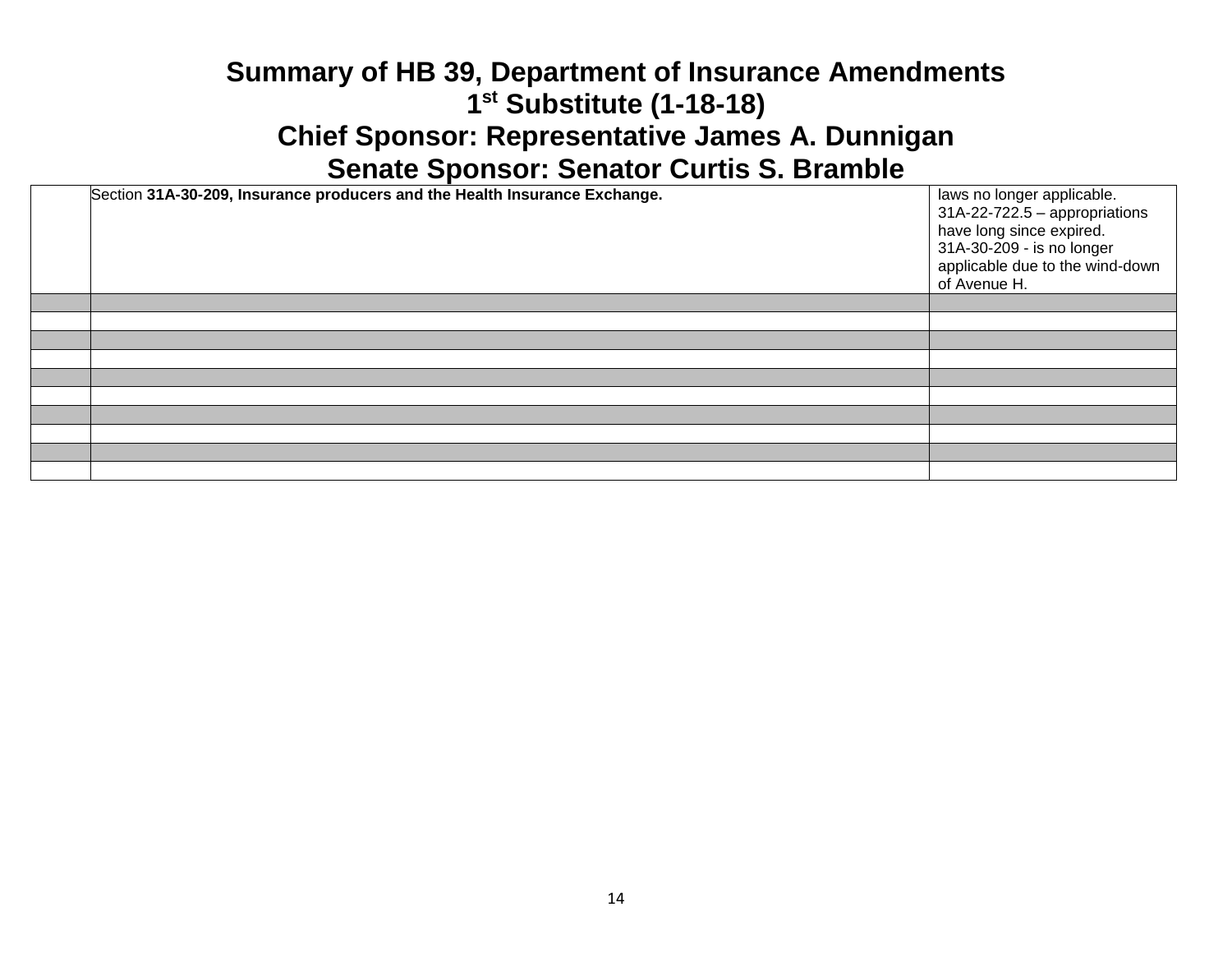# Summary of HB 39, Department of Insurance Amendments
## 1st Substitute (1-18-18)
## Chief Sponsor: Representative James A. Dunnigan
## Senate Sponsor: Senator Curtis S. Bramble

| | | |
|---|---|---|
| | Section **31A-30-209, Insurance producers and the Health Insurance Exchange.** | laws no longer applicable.<br>31A-22-722.5 – appropriations have long since expired.<br>31A-30-209 - is no longer applicable due to the wind-down of Avenue H. |
| | | |
| | | |
| | | |
| | | |
| | | |
| | | |
| | | |
| | | |
| | | |
| | | |